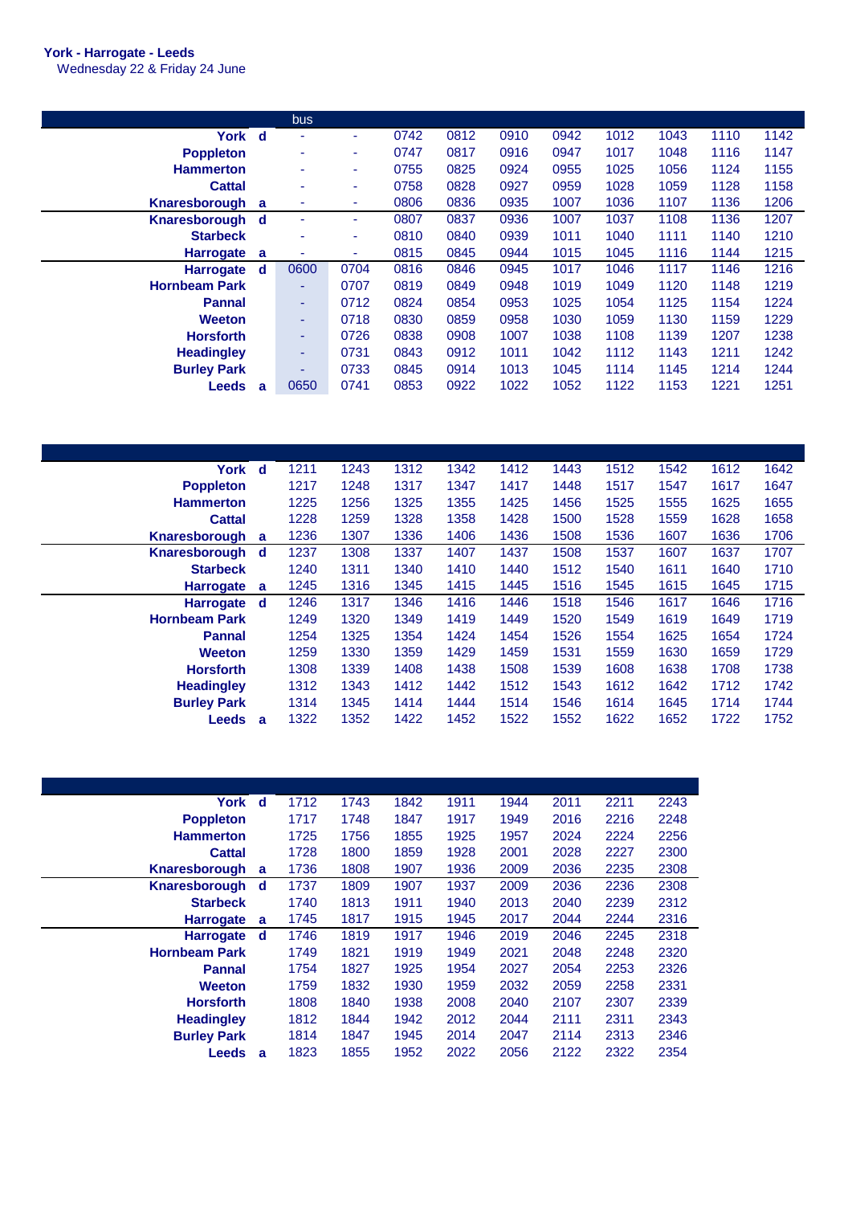**York - Harrogate - Leeds**
Wednesday 22 & Friday 24 June

| | | bus | | | | | | | | | |
|---|---|---|---|---|---|---|---|---|---|---|---|
| York | d | - | - | 0742 | 0812 | 0910 | 0942 | 1012 | 1043 | 1110 | 1142 |
| Poppleton | | - | - | 0747 | 0817 | 0916 | 0947 | 1017 | 1048 | 1116 | 1147 |
| Hammerton | | - | - | 0755 | 0825 | 0924 | 0955 | 1025 | 1056 | 1124 | 1155 |
| Cattal | | - | - | 0758 | 0828 | 0927 | 0959 | 1028 | 1059 | 1128 | 1158 |
| Knaresborough | a | - | - | 0806 | 0836 | 0935 | 1007 | 1036 | 1107 | 1136 | 1206 |
| Knaresborough | d | - | - | 0807 | 0837 | 0936 | 1007 | 1037 | 1108 | 1136 | 1207 |
| Starbeck | | - | - | 0810 | 0840 | 0939 | 1011 | 1040 | 1111 | 1140 | 1210 |
| Harrogate | a | - | - | 0815 | 0845 | 0944 | 1015 | 1045 | 1116 | 1144 | 1215 |
| Harrogate | d | 0600 | 0704 | 0816 | 0846 | 0945 | 1017 | 1046 | 1117 | 1146 | 1216 |
| Hornbeam Park | | - | 0707 | 0819 | 0849 | 0948 | 1019 | 1049 | 1120 | 1148 | 1219 |
| Pannal | | - | 0712 | 0824 | 0854 | 0953 | 1025 | 1054 | 1125 | 1154 | 1224 |
| Weeton | | - | 0718 | 0830 | 0859 | 0958 | 1030 | 1059 | 1130 | 1159 | 1229 |
| Horsforth | | - | 0726 | 0838 | 0908 | 1007 | 1038 | 1108 | 1139 | 1207 | 1238 |
| Headingley | | - | 0731 | 0843 | 0912 | 1011 | 1042 | 1112 | 1143 | 1211 | 1242 |
| Burley Park | | - | 0733 | 0845 | 0914 | 1013 | 1045 | 1114 | 1145 | 1214 | 1244 |
| Leeds | a | 0650 | 0741 | 0853 | 0922 | 1022 | 1052 | 1122 | 1153 | 1221 | 1251 |

| | | | | | | | | | | | |
|---|---|---|---|---|---|---|---|---|---|---|---|
| York | d | 1211 | 1243 | 1312 | 1342 | 1412 | 1443 | 1512 | 1542 | 1612 | 1642 |
| Poppleton | | 1217 | 1248 | 1317 | 1347 | 1417 | 1448 | 1517 | 1547 | 1617 | 1647 |
| Hammerton | | 1225 | 1256 | 1325 | 1355 | 1425 | 1456 | 1525 | 1555 | 1625 | 1655 |
| Cattal | | 1228 | 1259 | 1328 | 1358 | 1428 | 1500 | 1528 | 1559 | 1628 | 1658 |
| Knaresborough | a | 1236 | 1307 | 1336 | 1406 | 1436 | 1508 | 1536 | 1607 | 1636 | 1706 |
| Knaresborough | d | 1237 | 1308 | 1337 | 1407 | 1437 | 1508 | 1537 | 1607 | 1637 | 1707 |
| Starbeck | | 1240 | 1311 | 1340 | 1410 | 1440 | 1512 | 1540 | 1611 | 1640 | 1710 |
| Harrogate | a | 1245 | 1316 | 1345 | 1415 | 1445 | 1516 | 1545 | 1615 | 1645 | 1715 |
| Harrogate | d | 1246 | 1317 | 1346 | 1416 | 1446 | 1518 | 1546 | 1617 | 1646 | 1716 |
| Hornbeam Park | | 1249 | 1320 | 1349 | 1419 | 1449 | 1520 | 1549 | 1619 | 1649 | 1719 |
| Pannal | | 1254 | 1325 | 1354 | 1424 | 1454 | 1526 | 1554 | 1625 | 1654 | 1724 |
| Weeton | | 1259 | 1330 | 1359 | 1429 | 1459 | 1531 | 1559 | 1630 | 1659 | 1729 |
| Horsforth | | 1308 | 1339 | 1408 | 1438 | 1508 | 1539 | 1608 | 1638 | 1708 | 1738 |
| Headingley | | 1312 | 1343 | 1412 | 1442 | 1512 | 1543 | 1612 | 1642 | 1712 | 1742 |
| Burley Park | | 1314 | 1345 | 1414 | 1444 | 1514 | 1546 | 1614 | 1645 | 1714 | 1744 |
| Leeds | a | 1322 | 1352 | 1422 | 1452 | 1522 | 1552 | 1622 | 1652 | 1722 | 1752 |

| | | | | | | | | | |
|---|---|---|---|---|---|---|---|---|---|
| York | d | 1712 | 1743 | 1842 | 1911 | 1944 | 2011 | 2211 | 2243 |
| Poppleton | | 1717 | 1748 | 1847 | 1917 | 1949 | 2016 | 2216 | 2248 |
| Hammerton | | 1725 | 1756 | 1855 | 1925 | 1957 | 2024 | 2224 | 2256 |
| Cattal | | 1728 | 1800 | 1859 | 1928 | 2001 | 2028 | 2227 | 2300 |
| Knaresborough | a | 1736 | 1808 | 1907 | 1936 | 2009 | 2036 | 2235 | 2308 |
| Knaresborough | d | 1737 | 1809 | 1907 | 1937 | 2009 | 2036 | 2236 | 2308 |
| Starbeck | | 1740 | 1813 | 1911 | 1940 | 2013 | 2040 | 2239 | 2312 |
| Harrogate | a | 1745 | 1817 | 1915 | 1945 | 2017 | 2044 | 2244 | 2316 |
| Harrogate | d | 1746 | 1819 | 1917 | 1946 | 2019 | 2046 | 2245 | 2318 |
| Hornbeam Park | | 1749 | 1821 | 1919 | 1949 | 2021 | 2048 | 2248 | 2320 |
| Pannal | | 1754 | 1827 | 1925 | 1954 | 2027 | 2054 | 2253 | 2326 |
| Weeton | | 1759 | 1832 | 1930 | 1959 | 2032 | 2059 | 2258 | 2331 |
| Horsforth | | 1808 | 1840 | 1938 | 2008 | 2040 | 2107 | 2307 | 2339 |
| Headingley | | 1812 | 1844 | 1942 | 2012 | 2044 | 2111 | 2311 | 2343 |
| Burley Park | | 1814 | 1847 | 1945 | 2014 | 2047 | 2114 | 2313 | 2346 |
| Leeds | a | 1823 | 1855 | 1952 | 2022 | 2056 | 2122 | 2322 | 2354 |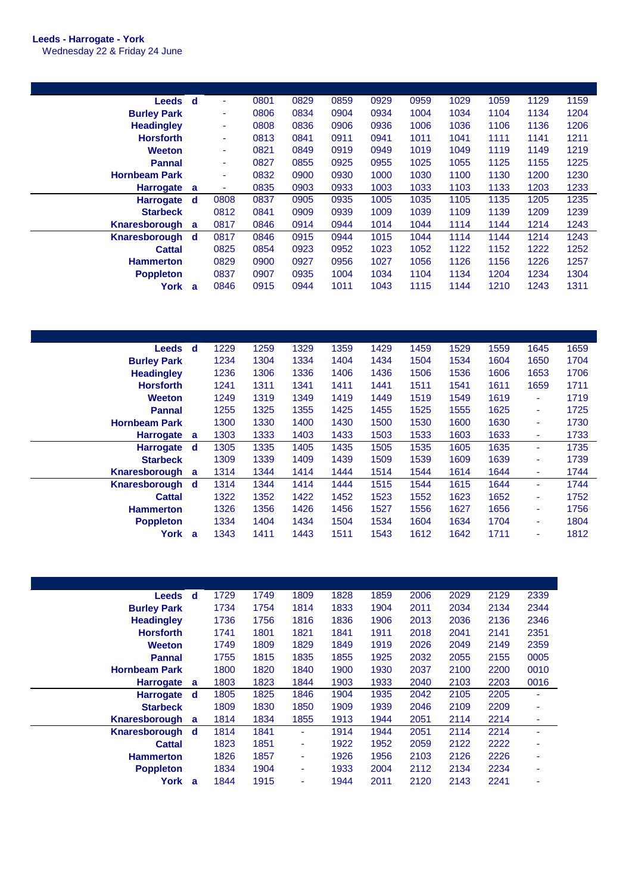**Leeds - Harrogate - York**
Wednesday 22 & Friday 24 June

| | | | | | | | | | | | |
|---|---|---|---|---|---|---|---|---|---|---|---|
| **Leeds** | **d** | - | 0801 | 0829 | 0859 | 0929 | 0959 | 1029 | 1059 | 1129 | 1159 |
| **Burley Park** | | - | 0806 | 0834 | 0904 | 0934 | 1004 | 1034 | 1104 | 1134 | 1204 |
| **Headingley** | | - | 0808 | 0836 | 0906 | 0936 | 1006 | 1036 | 1106 | 1136 | 1206 |
| **Horsforth** | | - | 0813 | 0841 | 0911 | 0941 | 1011 | 1041 | 1111 | 1141 | 1211 |
| **Weeton** | | - | 0821 | 0849 | 0919 | 0949 | 1019 | 1049 | 1119 | 1149 | 1219 |
| **Pannal** | | - | 0827 | 0855 | 0925 | 0955 | 1025 | 1055 | 1125 | 1155 | 1225 |
| **Hornbeam Park** | | - | 0832 | 0900 | 0930 | 1000 | 1030 | 1100 | 1130 | 1200 | 1230 |
| **Harrogate** | **a** | - | 0835 | 0903 | 0933 | 1003 | 1033 | 1103 | 1133 | 1203 | 1233 |
| **Harrogate** | **d** | 0808 | 0837 | 0905 | 0935 | 1005 | 1035 | 1105 | 1135 | 1205 | 1235 |
| **Starbeck** | | 0812 | 0841 | 0909 | 0939 | 1009 | 1039 | 1109 | 1139 | 1209 | 1239 |
| **Knaresborough** | **a** | 0817 | 0846 | 0914 | 0944 | 1014 | 1044 | 1114 | 1144 | 1214 | 1243 |
| **Knaresborough** | **d** | 0817 | 0846 | 0915 | 0944 | 1015 | 1044 | 1114 | 1144 | 1214 | 1243 |
| **Cattal** | | 0825 | 0854 | 0923 | 0952 | 1023 | 1052 | 1122 | 1152 | 1222 | 1252 |
| **Hammerton** | | 0829 | 0900 | 0927 | 0956 | 1027 | 1056 | 1126 | 1156 | 1226 | 1257 |
| **Poppleton** | | 0837 | 0907 | 0935 | 1004 | 1034 | 1104 | 1134 | 1204 | 1234 | 1304 |
| **York** | **a** | 0846 | 0915 | 0944 | 1011 | 1043 | 1115 | 1144 | 1210 | 1243 | 1311 |

| | | | | | | | | | | | |
|---|---|---|---|---|---|---|---|---|---|---|---|
| **Leeds** | **d** | 1229 | 1259 | 1329 | 1359 | 1429 | 1459 | 1529 | 1559 | 1645 | 1659 |
| **Burley Park** | | 1234 | 1304 | 1334 | 1404 | 1434 | 1504 | 1534 | 1604 | 1650 | 1704 |
| **Headingley** | | 1236 | 1306 | 1336 | 1406 | 1436 | 1506 | 1536 | 1606 | 1653 | 1706 |
| **Horsforth** | | 1241 | 1311 | 1341 | 1411 | 1441 | 1511 | 1541 | 1611 | 1659 | 1711 |
| **Weeton** | | 1249 | 1319 | 1349 | 1419 | 1449 | 1519 | 1549 | 1619 | - | 1719 |
| **Pannal** | | 1255 | 1325 | 1355 | 1425 | 1455 | 1525 | 1555 | 1625 | - | 1725 |
| **Hornbeam Park** | | 1300 | 1330 | 1400 | 1430 | 1500 | 1530 | 1600 | 1630 | - | 1730 |
| **Harrogate** | **a** | 1303 | 1333 | 1403 | 1433 | 1503 | 1533 | 1603 | 1633 | - | 1733 |
| **Harrogate** | **d** | 1305 | 1335 | 1405 | 1435 | 1505 | 1535 | 1605 | 1635 | - | 1735 |
| **Starbeck** | | 1309 | 1339 | 1409 | 1439 | 1509 | 1539 | 1609 | 1639 | - | 1739 |
| **Knaresborough** | **a** | 1314 | 1344 | 1414 | 1444 | 1514 | 1544 | 1614 | 1644 | - | 1744 |
| **Knaresborough** | **d** | 1314 | 1344 | 1414 | 1444 | 1515 | 1544 | 1615 | 1644 | - | 1744 |
| **Cattal** | | 1322 | 1352 | 1422 | 1452 | 1523 | 1552 | 1623 | 1652 | - | 1752 |
| **Hammerton** | | 1326 | 1356 | 1426 | 1456 | 1527 | 1556 | 1627 | 1656 | - | 1756 |
| **Poppleton** | | 1334 | 1404 | 1434 | 1504 | 1534 | 1604 | 1634 | 1704 | - | 1804 |
| **York** | **a** | 1343 | 1411 | 1443 | 1511 | 1543 | 1612 | 1642 | 1711 | - | 1812 |

| | | | | | | | | | | |
|---|---|---|---|---|---|---|---|---|---|---|
| **Leeds** | **d** | 1729 | 1749 | 1809 | 1828 | 1859 | 2006 | 2029 | 2129 | 2339 |
| **Burley Park** | | 1734 | 1754 | 1814 | 1833 | 1904 | 2011 | 2034 | 2134 | 2344 |
| **Headingley** | | 1736 | 1756 | 1816 | 1836 | 1906 | 2013 | 2036 | 2136 | 2346 |
| **Horsforth** | | 1741 | 1801 | 1821 | 1841 | 1911 | 2018 | 2041 | 2141 | 2351 |
| **Weeton** | | 1749 | 1809 | 1829 | 1849 | 1919 | 2026 | 2049 | 2149 | 2359 |
| **Pannal** | | 1755 | 1815 | 1835 | 1855 | 1925 | 2032 | 2055 | 2155 | 0005 |
| **Hornbeam Park** | | 1800 | 1820 | 1840 | 1900 | 1930 | 2037 | 2100 | 2200 | 0010 |
| **Harrogate** | **a** | 1803 | 1823 | 1844 | 1903 | 1933 | 2040 | 2103 | 2203 | 0016 |
| **Harrogate** | **d** | 1805 | 1825 | 1846 | 1904 | 1935 | 2042 | 2105 | 2205 | - |
| **Starbeck** | | 1809 | 1830 | 1850 | 1909 | 1939 | 2046 | 2109 | 2209 | - |
| **Knaresborough** | **a** | 1814 | 1834 | 1855 | 1913 | 1944 | 2051 | 2114 | 2214 | - |
| **Knaresborough** | **d** | 1814 | 1841 | - | 1914 | 1944 | 2051 | 2114 | 2214 | - |
| **Cattal** | | 1823 | 1851 | - | 1922 | 1952 | 2059 | 2122 | 2222 | - |
| **Hammerton** | | 1826 | 1857 | - | 1926 | 1956 | 2103 | 2126 | 2226 | - |
| **Poppleton** | | 1834 | 1904 | - | 1933 | 2004 | 2112 | 2134 | 2234 | - |
| **York** | **a** | 1844 | 1915 | - | 1944 | 2011 | 2120 | 2143 | 2241 | - |